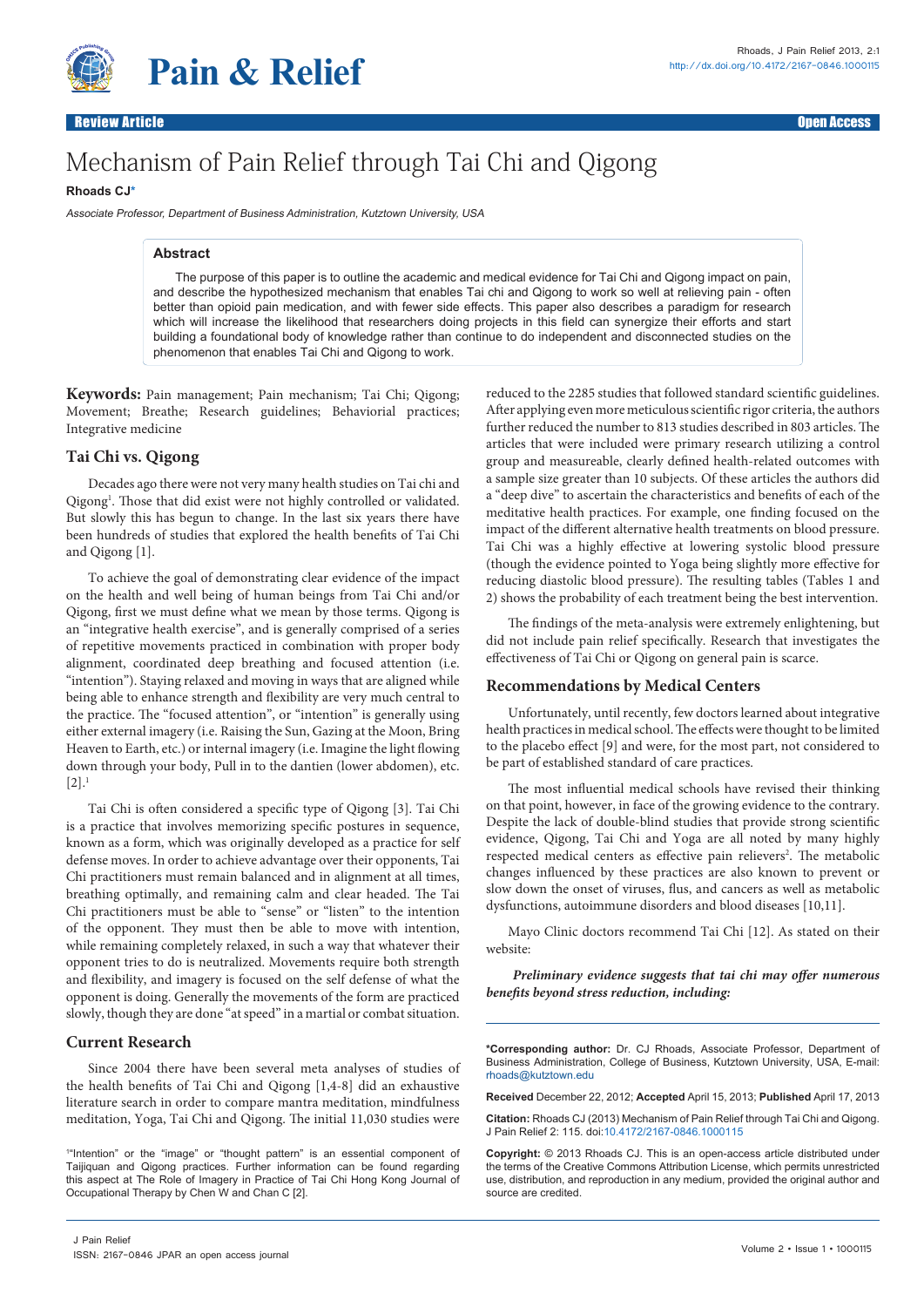Review Article — Open Access

# Mechanism of Pain Relief through Tai Chi and Qigong

**Rhoads CJ***

*Associate Professor, Department of Business Administration, Kutztown University, USA*

### Abstract

The purpose of this paper is to outline the academic and medical evidence for Tai Chi and Qigong impact on pain, and describe the hypothesized mechanism that enables Tai chi and Qigong to work so well at relieving pain - often better than opioid pain medication, and with fewer side effects. This paper also describes a paradigm for research which will increase the likelihood that researchers doing projects in this field can synergize their efforts and start building a foundational body of knowledge rather than continue to do independent and disconnected studies on the phenomenon that enables Tai Chi and Qigong to work.

**Keywords:** Pain management; Pain mechanism; Tai Chi; Qigong; Movement; Breathe; Research guidelines; Behaviorial practices; Integrative medicine

## Tai Chi vs. Qigong

Decades ago there were not very many health studies on Tai chi and Qigong[1]. Those that did exist were not highly controlled or validated. But slowly this has begun to change. In the last six years there have been hundreds of studies that explored the health benefits of Tai Chi and Qigong [1].

To achieve the goal of demonstrating clear evidence of the impact on the health and well being of human beings from Tai Chi and/or Qigong, first we must define what we mean by those terms. Qigong is an "integrative health exercise", and is generally comprised of a series of repetitive movements practiced in combination with proper body alignment, coordinated deep breathing and focused attention (i.e. "intention"). Staying relaxed and moving in ways that are aligned while being able to enhance strength and flexibility are very much central to the practice. The "focused attention", or "intention" is generally using either external imagery (i.e. Raising the Sun, Gazing at the Moon, Bring Heaven to Earth, etc.) or internal imagery (i.e. Imagine the light flowing down through your body, Pull in to the dantien (lower abdomen), etc. [2].[1]

Tai Chi is often considered a specific type of Qigong [3]. Tai Chi is a practice that involves memorizing specific postures in sequence, known as a form, which was originally developed as a practice for self defense moves. In order to achieve advantage over their opponents, Tai Chi practitioners must remain balanced and in alignment at all times, breathing optimally, and remaining calm and clear headed. The Tai Chi practitioners must be able to "sense" or "listen" to the intention of the opponent. They must then be able to move with intention, while remaining completely relaxed, in such a way that whatever their opponent tries to do is neutralized. Movements require both strength and flexibility, and imagery is focused on the self defense of what the opponent is doing. Generally the movements of the form are practiced slowly, though they are done "at speed" in a martial or combat situation.

## Current Research

Since 2004 there have been several meta analyses of studies of the health benefits of Tai Chi and Qigong [1,4-8] did an exhaustive literature search in order to compare mantra meditation, mindfulness meditation, Yoga, Tai Chi and Qigong. The initial 11,030 studies were reduced to the 2285 studies that followed standard scientific guidelines. After applying even more meticulous scientific rigor criteria, the authors further reduced the number to 813 studies described in 803 articles. The articles that were included were primary research utilizing a control group and measureable, clearly defined health-related outcomes with a sample size greater than 10 subjects. Of these articles the authors did a "deep dive" to ascertain the characteristics and benefits of each of the meditative health practices. For example, one finding focused on the impact of the different alternative health treatments on blood pressure. Tai Chi was a highly effective at lowering systolic blood pressure (though the evidence pointed to Yoga being slightly more effective for reducing diastolic blood pressure). The resulting tables (Tables 1 and 2) shows the probability of each treatment being the best intervention.

The findings of the meta-analysis were extremely enlightening, but did not include pain relief specifically. Research that investigates the effectiveness of Tai Chi or Qigong on general pain is scarce.

## Recommendations by Medical Centers

Unfortunately, until recently, few doctors learned about integrative health practices in medical school. The effects were thought to be limited to the placebo effect [9] and were, for the most part, not considered to be part of established standard of care practices.

The most influential medical schools have revised their thinking on that point, however, in face of the growing evidence to the contrary. Despite the lack of double-blind studies that provide strong scientific evidence, Qigong, Tai Chi and Yoga are all noted by many highly respected medical centers as effective pain relievers[2]. The metabolic changes influenced by these practices are also known to prevent or slow down the onset of viruses, flus, and cancers as well as metabolic dysfunctions, autoimmune disorders and blood diseases [10,11].

Mayo Clinic doctors recommend Tai Chi [12]. As stated on their website:

> ***Preliminary evidence suggests that tai chi may offer numerous benefits beyond stress reduction, including:***

[1]"Intention" or the "image" or "thought pattern" is an essential component of Taijiquan and Qigong practices. Further information can be found regarding this aspect at The Role of Imagery in Practice of Tai Chi Hong Kong Journal of Occupational Therapy by Chen W and Chan C [2].

***Corresponding author:** Dr. CJ Rhoads, Associate Professor, Department of Business Administration, College of Business, Kutztown University, USA, E-mail: rhoads@kutztown.edu

**Received** December 22, 2012; **Accepted** April 15, 2013; **Published** April 17, 2013

**Citation:** Rhoads CJ (2013) Mechanism of Pain Relief through Tai Chi and Qigong. J Pain Relief 2: 115. doi:10.4172/2167-0846.1000115

**Copyright:** © 2013 Rhoads CJ. This is an open-access article distributed under the terms of the Creative Commons Attribution License, which permits unrestricted use, distribution, and reproduction in any medium, provided the original author and source are credited.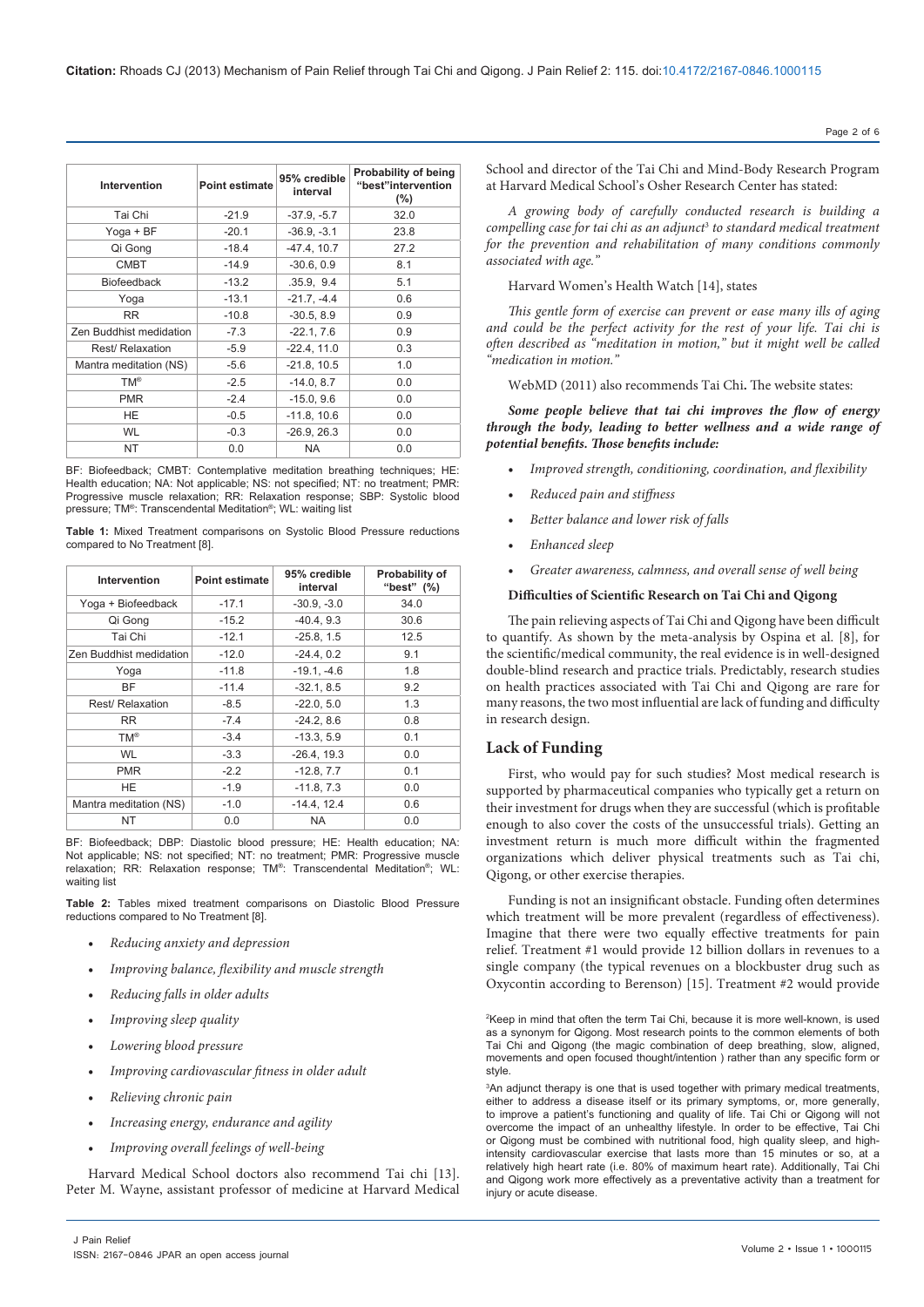| Intervention | Point estimate | 95% credible interval | Probability of being "best"intervention (%) |
|---|---|---|---|
| Tai Chi | -21.9 | -37.9, -5.7 | 32.0 |
| Yoga + BF | -20.1 | -36.9, -3.1 | 23.8 |
| Qi Gong | -18.4 | -47.4, 10.7 | 27.2 |
| CMBT | -14.9 | -30.6, 0.9 | 8.1 |
| Biofeedback | -13.2 | .35.9, 9.4 | 5.1 |
| Yoga | -13.1 | -21.7, -4.4 | 0.6 |
| RR | -10.8 | -30.5, 8.9 | 0.9 |
| Zen Buddhist medidation | -7.3 | -22.1, 7.6 | 0.9 |
| Rest/ Relaxation | -5.9 | -22.4, 11.0 | 0.3 |
| Mantra meditation (NS) | -5.6 | -21.8, 10.5 | 1.0 |
| TM® | -2.5 | -14.0, 8.7 | 0.0 |
| PMR | -2.4 | -15.0, 9.6 | 0.0 |
| HE | -0.5 | -11.8, 10.6 | 0.0 |
| WL | -0.3 | -26.9, 26.3 | 0.0 |
| NT | 0.0 | NA | 0.0 |

BF: Biofeedback; CMBT: Contemplative meditation breathing techniques; HE: Health education; NA: Not applicable; NS: not specified; NT: no treatment; PMR: Progressive muscle relaxation; RR: Relaxation response; SBP: Systolic blood pressure; TM®: Transcendental Meditation®; WL: waiting list

**Table 1:** Mixed Treatment comparisons on Systolic Blood Pressure reductions compared to No Treatment [8].

| Intervention | Point estimate | 95% credible interval | Probability of "best" (%) |
|---|---|---|---|
| Yoga + Biofeedback | -17.1 | -30.9, -3.0 | 34.0 |
| Qi Gong | -15.2 | -40.4, 9.3 | 30.6 |
| Tai Chi | -12.1 | -25.8, 1.5 | 12.5 |
| Zen Buddhist medidation | -12.0 | -24.4, 0.2 | 9.1 |
| Yoga | -11.8 | -19.1, -4.6 | 1.8 |
| BF | -11.4 | -32.1, 8.5 | 9.2 |
| Rest/ Relaxation | -8.5 | -22.0, 5.0 | 1.3 |
| RR | -7.4 | -24.2, 8.6 | 0.8 |
| TM® | -3.4 | -13.3, 5.9 | 0.1 |
| WL | -3.3 | -26.4, 19.3 | 0.0 |
| PMR | -2.2 | -12.8, 7.7 | 0.1 |
| HE | -1.9 | -11.8, 7.3 | 0.0 |
| Mantra meditation (NS) | -1.0 | -14.4, 12.4 | 0.6 |
| NT | 0.0 | NA | 0.0 |

BF: Biofeedback; DBP: Diastolic blood pressure; HE: Health education; NA: Not applicable; NS: not specified; NT: no treatment; PMR: Progressive muscle relaxation; RR: Relaxation response; TM®: Transcendental Meditation®; WL: waiting list

**Table 2:** Tables mixed treatment comparisons on Diastolic Blood Pressure reductions compared to No Treatment [8].

- *Reducing anxiety and depression*
- *Improving balance, flexibility and muscle strength*
- *Reducing falls in older adults*
- *Improving sleep quality*
- *Lowering blood pressure*
- *Improving cardiovascular fitness in older adult*
- *Relieving chronic pain*
- *Increasing energy, endurance and agility*
- *Improving overall feelings of well-being*

Harvard Medical School doctors also recommend Tai chi [13]. Peter M. Wayne, assistant professor of medicine at Harvard Medical School and director of the Tai Chi and Mind-Body Research Program at Harvard Medical School's Osher Research Center has stated:

*A growing body of carefully conducted research is building a compelling case for tai chi as an adjunct[3] to standard medical treatment for the prevention and rehabilitation of many conditions commonly associated with age."*

Harvard Women's Health Watch [14], states

*This gentle form of exercise can prevent or ease many ills of aging and could be the perfect activity for the rest of your life. Tai chi is often described as "meditation in motion," but it might well be called "medication in motion."*

WebMD (2011) also recommends Tai Chi. The website states:

***Some people believe that tai chi improves the flow of energy through the body, leading to better wellness and a wide range of potential benefits. Those benefits include:***

- *Improved strength, conditioning, coordination, and flexibility*
- *Reduced pain and stiffness*
- *Better balance and lower risk of falls*
- *Enhanced sleep*
- *Greater awareness, calmness, and overall sense of well being*

### Difficulties of Scientific Research on Tai Chi and Qigong

The pain relieving aspects of Tai Chi and Qigong have been difficult to quantify. As shown by the meta-analysis by Ospina et al. [8], for the scientific/medical community, the real evidence is in well-designed double-blind research and practice trials. Predictably, research studies on health practices associated with Tai Chi and Qigong are rare for many reasons, the two most influential are lack of funding and difficulty in research design.

## Lack of Funding

First, who would pay for such studies? Most medical research is supported by pharmaceutical companies who typically get a return on their investment for drugs when they are successful (which is profitable enough to also cover the costs of the unsuccessful trials). Getting an investment return is much more difficult within the fragmented organizations which deliver physical treatments such as Tai chi, Qigong, or other exercise therapies.

Funding is not an insignificant obstacle. Funding often determines which treatment will be more prevalent (regardless of effectiveness). Imagine that there were two equally effective treatments for pain relief. Treatment #1 would provide 12 billion dollars in revenues to a single company (the typical revenues on a blockbuster drug such as Oxycontin according to Berenson) [15]. Treatment #2 would provide

[2]Keep in mind that often the term Tai Chi, because it is more well-known, is used as a synonym for Qigong. Most research points to the common elements of both Tai Chi and Qigong (the magic combination of deep breathing, slow, aligned, movements and open focused thought/intention ) rather than any specific form or style.

[3]An adjunct therapy is one that is used together with primary medical treatments, either to address a disease itself or its primary symptoms, or, more generally, to improve a patient's functioning and quality of life. Tai Chi or Qigong will not overcome the impact of an unhealthy lifestyle. In order to be effective, Tai Chi or Qigong must be combined with nutritional food, high quality sleep, and high-intensity cardiovascular exercise that lasts more than 15 minutes or so, at a relatively high heart rate (i.e. 80% of maximum heart rate). Additionally, Tai Chi and Qigong work more effectively as a preventative activity than a treatment for injury or acute disease.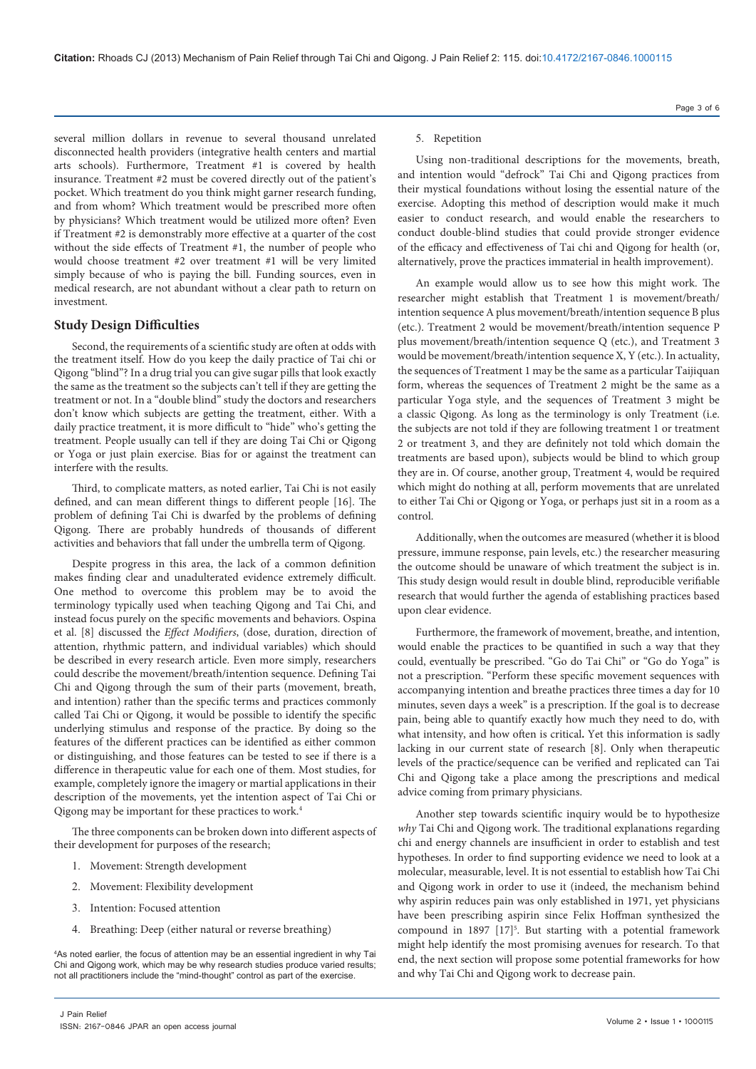several million dollars in revenue to several thousand unrelated disconnected health providers (integrative health centers and martial arts schools). Furthermore, Treatment #1 is covered by health insurance. Treatment #2 must be covered directly out of the patient's pocket. Which treatment do you think might garner research funding, and from whom? Which treatment would be prescribed more often by physicians? Which treatment would be utilized more often? Even if Treatment #2 is demonstrably more effective at a quarter of the cost without the side effects of Treatment #1, the number of people who would choose treatment #2 over treatment #1 will be very limited simply because of who is paying the bill. Funding sources, even in medical research, are not abundant without a clear path to return on investment.

## Study Design Difficulties

Second, the requirements of a scientific study are often at odds with the treatment itself. How do you keep the daily practice of Tai chi or Qigong "blind"? In a drug trial you can give sugar pills that look exactly the same as the treatment so the subjects can't tell if they are getting the treatment or not. In a "double blind" study the doctors and researchers don't know which subjects are getting the treatment, either. With a daily practice treatment, it is more difficult to "hide" who's getting the treatment. People usually can tell if they are doing Tai Chi or Qigong or Yoga or just plain exercise. Bias for or against the treatment can interfere with the results.

Third, to complicate matters, as noted earlier, Tai Chi is not easily defined, and can mean different things to different people [16]. The problem of defining Tai Chi is dwarfed by the problems of defining Qigong. There are probably hundreds of thousands of different activities and behaviors that fall under the umbrella term of Qigong.

Despite progress in this area, the lack of a common definition makes finding clear and unadulterated evidence extremely difficult. One method to overcome this problem may be to avoid the terminology typically used when teaching Qigong and Tai Chi, and instead focus purely on the specific movements and behaviors. Ospina et al. [8] discussed the *Effect Modifiers*, (dose, duration, direction of attention, rhythmic pattern, and individual variables) which should be described in every research article. Even more simply, researchers could describe the movement/breath/intention sequence. Defining Tai Chi and Qigong through the sum of their parts (movement, breath, and intention) rather than the specific terms and practices commonly called Tai Chi or Qigong, it would be possible to identify the specific underlying stimulus and response of the practice. By doing so the features of the different practices can be identified as either common or distinguishing, and those features can be tested to see if there is a difference in therapeutic value for each one of them. Most studies, for example, completely ignore the imagery or martial applications in their description of the movements, yet the intention aspect of Tai Chi or Qigong may be important for these practices to work.[4]

The three components can be broken down into different aspects of their development for purposes of the research;

1. Movement: Strength development
2. Movement: Flexibility development
3. Intention: Focused attention
4. Breathing: Deep (either natural or reverse breathing)
5. Repetition

Using non-traditional descriptions for the movements, breath, and intention would "defrock" Tai Chi and Qigong practices from their mystical foundations without losing the essential nature of the exercise. Adopting this method of description would make it much easier to conduct research, and would enable the researchers to conduct double-blind studies that could provide stronger evidence of the efficacy and effectiveness of Tai chi and Qigong for health (or, alternatively, prove the practices immaterial in health improvement).

An example would allow us to see how this might work. The researcher might establish that Treatment 1 is movement/breath/intention sequence A plus movement/breath/intention sequence B plus (etc.). Treatment 2 would be movement/breath/intention sequence P plus movement/breath/intention sequence Q (etc.), and Treatment 3 would be movement/breath/intention sequence X, Y (etc.). In actuality, the sequences of Treatment 1 may be the same as a particular Taijiquan form, whereas the sequences of Treatment 2 might be the same as a particular Yoga style, and the sequences of Treatment 3 might be a classic Qigong. As long as the terminology is only Treatment (i.e. the subjects are not told if they are following treatment 1 or treatment 2 or treatment 3, and they are definitely not told which domain the treatments are based upon), subjects would be blind to which group they are in. Of course, another group, Treatment 4, would be required which might do nothing at all, perform movements that are unrelated to either Tai Chi or Qigong or Yoga, or perhaps just sit in a room as a control.

Additionally, when the outcomes are measured (whether it is blood pressure, immune response, pain levels, etc.) the researcher measuring the outcome should be unaware of which treatment the subject is in. This study design would result in double blind, reproducible verifiable research that would further the agenda of establishing practices based upon clear evidence.

Furthermore, the framework of movement, breathe, and intention, would enable the practices to be quantified in such a way that they could, eventually be prescribed. "Go do Tai Chi" or "Go do Yoga" is not a prescription. "Perform these specific movement sequences with accompanying intention and breathe practices three times a day for 10 minutes, seven days a week" is a prescription. If the goal is to decrease pain, being able to quantify exactly how much they need to do, with what intensity, and how often is critical**.** Yet this information is sadly lacking in our current state of research [8]. Only when therapeutic levels of the practice/sequence can be verified and replicated can Tai Chi and Qigong take a place among the prescriptions and medical advice coming from primary physicians.

Another step towards scientific inquiry would be to hypothesize *why* Tai Chi and Qigong work. The traditional explanations regarding chi and energy channels are insufficient in order to establish and test hypotheses. In order to find supporting evidence we need to look at a molecular, measurable, level. It is not essential to establish how Tai Chi and Qigong work in order to use it (indeed, the mechanism behind why aspirin reduces pain was only established in 1971, yet physicians have been prescribing aspirin since Felix Hoffman synthesized the compound in 1897 [17][5]. But starting with a potential framework might help identify the most promising avenues for research. To that end, the next section will propose some potential frameworks for how and why Tai Chi and Qigong work to decrease pain.

[4]As noted earlier, the focus of attention may be an essential ingredient in why Tai Chi and Qigong work, which may be why research studies produce varied results; not all practitioners include the "mind-thought" control as part of the exercise.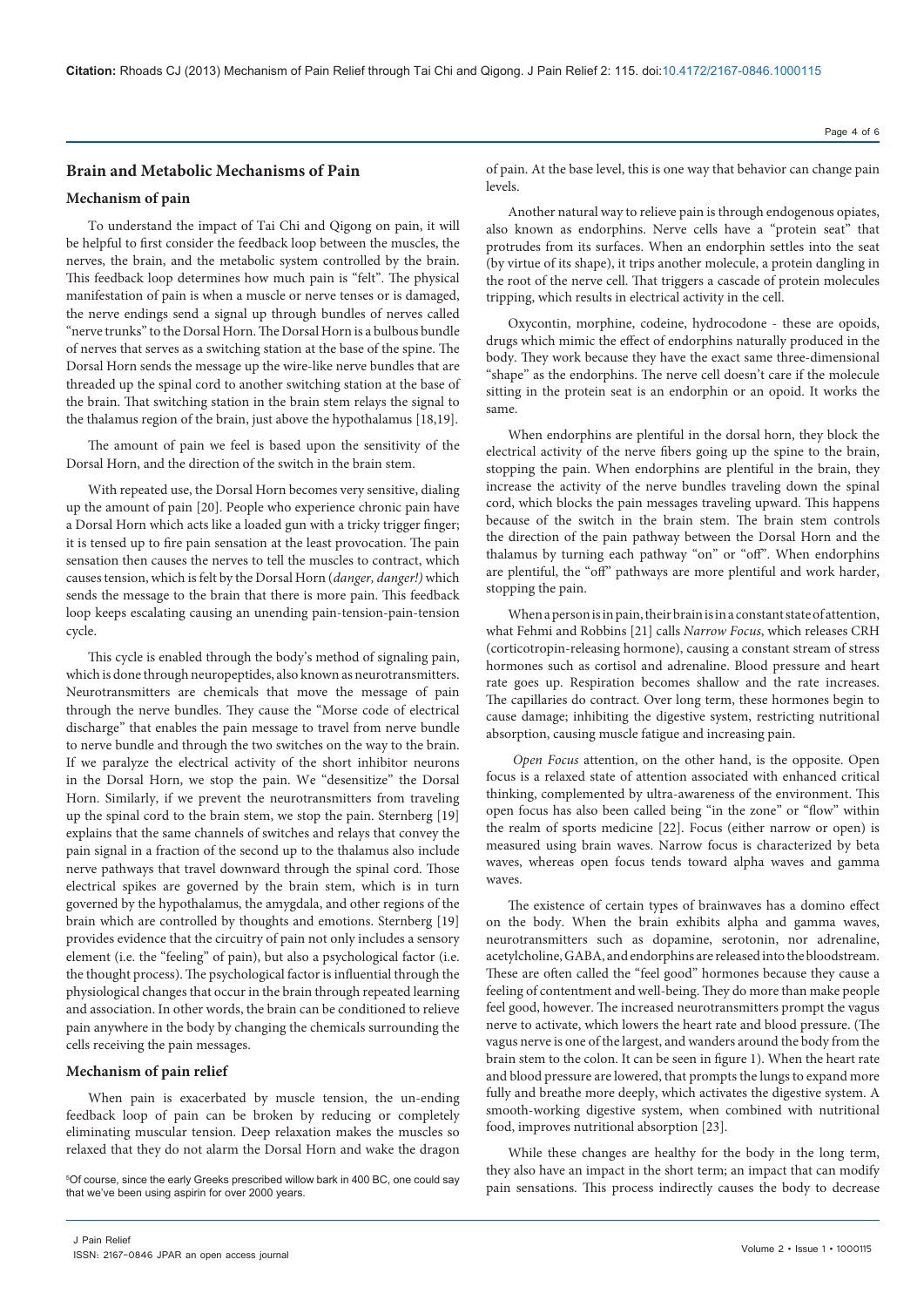## Brain and Metabolic Mechanisms of Pain

### Mechanism of pain

To understand the impact of Tai Chi and Qigong on pain, it will be helpful to first consider the feedback loop between the muscles, the nerves, the brain, and the metabolic system controlled by the brain. This feedback loop determines how much pain is "felt". The physical manifestation of pain is when a muscle or nerve tenses or is damaged, the nerve endings send a signal up through bundles of nerves called "nerve trunks" to the Dorsal Horn. The Dorsal Horn is a bulbous bundle of nerves that serves as a switching station at the base of the spine. The Dorsal Horn sends the message up the wire-like nerve bundles that are threaded up the spinal cord to another switching station at the base of the brain. That switching station in the brain stem relays the signal to the thalamus region of the brain, just above the hypothalamus [18,19].

The amount of pain we feel is based upon the sensitivity of the Dorsal Horn, and the direction of the switch in the brain stem.

With repeated use, the Dorsal Horn becomes very sensitive, dialing up the amount of pain [20]. People who experience chronic pain have a Dorsal Horn which acts like a loaded gun with a tricky trigger finger; it is tensed up to fire pain sensation at the least provocation. The pain sensation then causes the nerves to tell the muscles to contract, which causes tension, which is felt by the Dorsal Horn (*danger, danger!*) which sends the message to the brain that there is more pain. This feedback loop keeps escalating causing an unending pain-tension-pain-tension cycle.

This cycle is enabled through the body's method of signaling pain, which is done through neuropeptides, also known as neurotransmitters. Neurotransmitters are chemicals that move the message of pain through the nerve bundles. They cause the "Morse code of electrical discharge" that enables the pain message to travel from nerve bundle to nerve bundle and through the two switches on the way to the brain. If we paralyze the electrical activity of the short inhibitor neurons in the Dorsal Horn, we stop the pain. We "desensitize" the Dorsal Horn. Similarly, if we prevent the neurotransmitters from traveling up the spinal cord to the brain stem, we stop the pain. Sternberg [19] explains that the same channels of switches and relays that convey the pain signal in a fraction of the second up to the thalamus also include nerve pathways that travel downward through the spinal cord. Those electrical spikes are governed by the brain stem, which is in turn governed by the hypothalamus, the amygdala, and other regions of the brain which are controlled by thoughts and emotions. Sternberg [19] provides evidence that the circuitry of pain not only includes a sensory element (i.e. the "feeling" of pain), but also a psychological factor (i.e. the thought process). The psychological factor is influential through the physiological changes that occur in the brain through repeated learning and association. In other words, the brain can be conditioned to relieve pain anywhere in the body by changing the chemicals surrounding the cells receiving the pain messages.

### Mechanism of pain relief

When pain is exacerbated by muscle tension, the un-ending feedback loop of pain can be broken by reducing or completely eliminating muscular tension. Deep relaxation makes the muscles so relaxed that they do not alarm the Dorsal Horn and wake the dragon of pain. At the base level, this is one way that behavior can change pain levels.

Another natural way to relieve pain is through endogenous opiates, also known as endorphins. Nerve cells have a "protein seat" that protrudes from its surfaces. When an endorphin settles into the seat (by virtue of its shape), it trips another molecule, a protein dangling in the root of the nerve cell. That triggers a cascade of protein molecules tripping, which results in electrical activity in the cell.

Oxycontin, morphine, codeine, hydrocodone - these are opoids, drugs which mimic the effect of endorphins naturally produced in the body. They work because they have the exact same three-dimensional "shape" as the endorphins. The nerve cell doesn't care if the molecule sitting in the protein seat is an endorphin or an opoid. It works the same.

When endorphins are plentiful in the dorsal horn, they block the electrical activity of the nerve fibers going up the spine to the brain, stopping the pain. When endorphins are plentiful in the brain, they increase the activity of the nerve bundles traveling down the spinal cord, which blocks the pain messages traveling upward. This happens because of the switch in the brain stem. The brain stem controls the direction of the pain pathway between the Dorsal Horn and the thalamus by turning each pathway "on" or "off". When endorphins are plentiful, the "off" pathways are more plentiful and work harder, stopping the pain.

When a person is in pain, their brain is in a constant state of attention, what Fehmi and Robbins [21] calls *Narrow Focus*, which releases CRH (corticotropin-releasing hormone), causing a constant stream of stress hormones such as cortisol and adrenaline. Blood pressure and heart rate goes up. Respiration becomes shallow and the rate increases. The capillaries do contract. Over long term, these hormones begin to cause damage; inhibiting the digestive system, restricting nutritional absorption, causing muscle fatigue and increasing pain.

*Open Focus* attention, on the other hand, is the opposite. Open focus is a relaxed state of attention associated with enhanced critical thinking, complemented by ultra-awareness of the environment. This open focus has also been called being "in the zone" or "flow" within the realm of sports medicine [22]. Focus (either narrow or open) is measured using brain waves. Narrow focus is characterized by beta waves, whereas open focus tends toward alpha waves and gamma waves.

The existence of certain types of brainwaves has a domino effect on the body. When the brain exhibits alpha and gamma waves, neurotransmitters such as dopamine, serotonin, nor adrenaline, acetylcholine, GABA, and endorphins are released into the bloodstream. These are often called the "feel good" hormones because they cause a feeling of contentment and well-being. They do more than make people feel good, however. The increased neurotransmitters prompt the vagus nerve to activate, which lowers the heart rate and blood pressure. (The vagus nerve is one of the largest, and wanders around the body from the brain stem to the colon. It can be seen in figure 1). When the heart rate and blood pressure are lowered, that prompts the lungs to expand more fully and breathe more deeply, which activates the digestive system. A smooth-working digestive system, when combined with nutritional food, improves nutritional absorption [23].

While these changes are healthy for the body in the long term, they also have an impact in the short term; an impact that can modify pain sensations. This process indirectly causes the body to decrease

[5]Of course, since the early Greeks prescribed willow bark in 400 BC, one could say that we've been using aspirin for over 2000 years.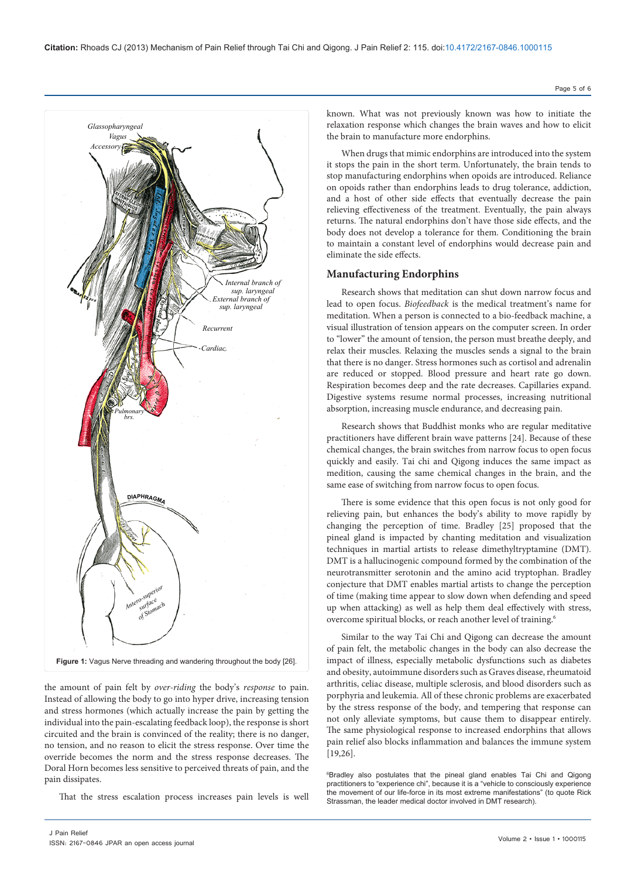**Figure 1:** Vagus Nerve threading and wandering throughout the body [26].

the amount of pain felt by *over-riding* the body's *response* to pain. Instead of allowing the body to go into hyper drive, increasing tension and stress hormones (which actually increase the pain by getting the individual into the pain-escalating feedback loop), the response is short circuited and the brain is convinced of the reality; there is no danger, no tension, and no reason to elicit the stress response. Over time the override becomes the norm and the stress response decreases. The Doral Horn becomes less sensitive to perceived threats of pain, and the pain dissipates.

That the stress escalation process increases pain levels is well known. What was not previously known was how to initiate the relaxation response which changes the brain waves and how to elicit the brain to manufacture more endorphins.

When drugs that mimic endorphins are introduced into the system it stops the pain in the short term. Unfortunately, the brain tends to stop manufacturing endorphins when opoids are introduced. Reliance on opoids rather than endorphins leads to drug tolerance, addiction, and a host of other side effects that eventually decrease the pain relieving effectiveness of the treatment. Eventually, the pain always returns. The natural endorphins don't have those side effects, and the body does not develop a tolerance for them. Conditioning the brain to maintain a constant level of endorphins would decrease pain and eliminate the side effects.

## Manufacturing Endorphins

Research shows that meditation can shut down narrow focus and lead to open focus. *Biofeedback* is the medical treatment's name for meditation. When a person is connected to a bio-feedback machine, a visual illustration of tension appears on the computer screen. In order to "lower" the amount of tension, the person must breathe deeply, and relax their muscles. Relaxing the muscles sends a signal to the brain that there is no danger. Stress hormones such as cortisol and adrenalin are reduced or stopped. Blood pressure and heart rate go down. Respiration becomes deep and the rate decreases. Capillaries expand. Digestive systems resume normal processes, increasing nutritional absorption, increasing muscle endurance, and decreasing pain.

Research shows that Buddhist monks who are regular meditative practitioners have different brain wave patterns [24]. Because of these chemical changes, the brain switches from narrow focus to open focus quickly and easily. Tai chi and Qigong induces the same impact as medition, causing the same chemical changes in the brain, and the same ease of switching from narrow focus to open focus.

There is some evidence that this open focus is not only good for relieving pain, but enhances the body's ability to move rapidly by changing the perception of time. Bradley [25] proposed that the pineal gland is impacted by chanting meditation and visualization techniques in martial artists to release dimethyltryptamine (DMT). DMT is a hallucinogenic compound formed by the combination of the neurotransmitter serotonin and the amino acid tryptophan. Bradley conjecture that DMT enables martial artists to change the perception of time (making time appear to slow down when defending and speed up when attacking) as well as help them deal effectively with stress, overcome spiritual blocks, or reach another level of training.[6]

Similar to the way Tai Chi and Qigong can decrease the amount of pain felt, the metabolic changes in the body can also decrease the impact of illness, especially metabolic dysfunctions such as diabetes and obesity, autoimmune disorders such as Graves disease, rheumatoid arthritis, celiac disease, multiple sclerosis, and blood disorders such as porphyria and leukemia. All of these chronic problems are exacerbated by the stress response of the body, and tempering that response can not only alleviate symptoms, but cause them to disappear entirely. The same physiological response to increased endorphins that allows pain relief also blocks inflammation and balances the immune system [19,26].

[6]Bradley also postulates that the pineal gland enables Tai Chi and Qigong practitioners to "experience chi", because it is a "vehicle to consciously experience the movement of our life-force in its most extreme manifestations" (to quote Rick Strassman, the leader medical doctor involved in DMT research).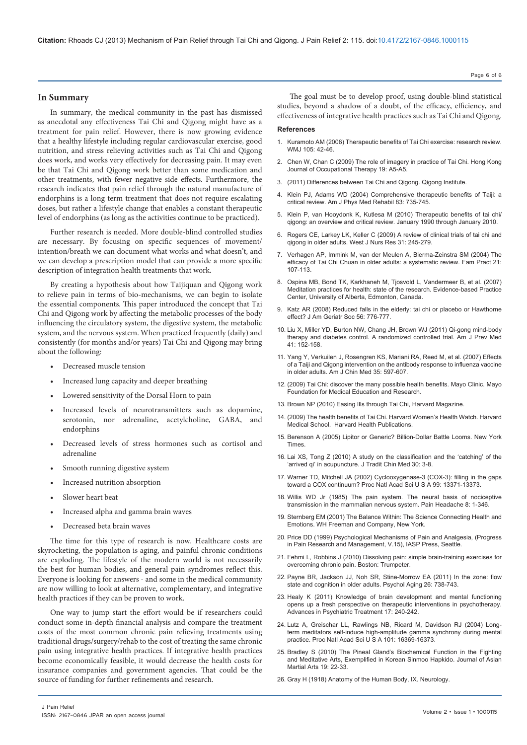## In Summary

In summary, the medical community in the past has dismissed as anecdotal any effectiveness Tai Chi and Qigong might have as a treatment for pain relief. However, there is now growing evidence that a healthy lifestyle including regular cardiovascular exercise, good nutrition, and stress relieving activities such as Tai Chi and Qigong does work, and works very effectively for decreasing pain. It may even be that Tai Chi and Qigong work better than some medication and other treatments, with fewer negative side effects. Furthermore, the research indicates that pain relief through the natural manufacture of endorphins is a long term treatment that does not require escalating doses, but rather a lifestyle change that enables a constant therapeutic level of endorphins (as long as the activities continue to be practiced).

Further research is needed. More double-blind controlled studies are necessary. By focusing on specific sequences of movement/intention/breath we can document what works and what doesn't, and we can develop a prescription model that can provide a more specific description of integration health treatments that work.

By creating a hypothesis about how Taijiquan and Qigong work to relieve pain in terms of bio-mechanisms, we can begin to isolate the essential components. This paper introduced the concept that Tai Chi and Qigong work by affecting the metabolic processes of the body influencing the circulatory system, the digestive system, the metabolic system, and the nervous system. When practiced frequently (daily) and consistently (for months and/or years) Tai Chi and Qigong may bring about the following:

- Decreased muscle tension
- Increased lung capacity and deeper breathing
- Lowered sensitivity of the Dorsal Horn to pain
- Increased levels of neurotransmitters such as dopamine, serotonin, nor adrenaline, acetylcholine, GABA, and endorphins
- Decreased levels of stress hormones such as cortisol and adrenaline
- Smooth running digestive system
- Increased nutrition absorption
- Slower heart beat
- Increased alpha and gamma brain waves
- Decreased beta brain waves

The time for this type of research is now. Healthcare costs are skyrocketing, the population is aging, and painful chronic conditions are exploding. The lifestyle of the modern world is not necessarily the best for human bodies, and general pain syndromes reflect this. Everyone is looking for answers - and some in the medical community are now willing to look at alternative, complementary, and integrative health practices if they can be proven to work.

One way to jump start the effort would be if researchers could conduct some in-depth financial analysis and compare the treatment costs of the most common chronic pain relieving treatments using traditional drugs/surgery/rehab to the cost of treating the same chronic pain using integrative health practices. If integrative health practices become economically feasible, it would decrease the health costs for insurance companies and government agencies. That could be the source of funding for further refinements and research.

The goal must be to develop proof, using double-blind statistical studies, beyond a shadow of a doubt, of the efficacy, efficiency, and effectiveness of integrative health practices such as Tai Chi and Qigong.

### References

1. Kuramoto AM (2006) Therapeutic benefits of Tai Chi exercise: research review. WMJ 105: 42-46.
2. Chen W, Chan C (2009) The role of imagery in practice of Tai Chi. Hong Kong Journal of Occupational Therapy 19: A5-A5.
3. (2011) Differences between Tai Chi and Qigong. Qigong Institute.
4. Klein PJ, Adams WD (2004) Comprehensive therapeutic benefits of Taiji: a critical review. Am J Phys Med Rehabil 83: 735-745.
5. Klein P, van Hooydonk K, Kutlesa M (2010) Therapeutic benefits of tai chi/qigong: an overview and critical review. January 1990 through January 2010.
6. Rogers CE, Larkey LK, Keller C (2009) A review of clinical trials of tai chi and qigong in older adults. West J Nurs Res 31: 245-279.
7. Verhagen AP, Immink M, van der Meulen A, Bierma-Zeinstra SM (2004) The efficacy of Tai Chi Chuan in older adults: a systematic review. Fam Pract 21: 107-113.
8. Ospina MB, Bond TK, Karkhaneh M, Tjosvold L, Vandermeer B, et al. (2007) Meditation practices for health: state of the research. Evidence-based Practice Center, University of Alberta, Edmonton, Canada.
9. Katz AR (2008) Reduced falls in the elderly: tai chi or placebo or Hawthorne effect? J Am Geriatr Soc 56: 776-777.
10. Liu X, Miller YD, Burton NW, Chang JH, Brown WJ (2011) Qi-gong mind-body therapy and diabetes control. A randomized controlled trial. Am J Prev Med 41: 152-158.
11. Yang Y, Verkuilen J, Rosengren KS, Mariani RA, Reed M, et al. (2007) Effects of a Taiji and Qigong intervention on the antibody response to influenza vaccine in older adults. Am J Chin Med 35: 597-607.
12. (2009) Tai Chi: discover the many possible health benefits. Mayo Clinic. Mayo Foundation for Medical Education and Research.
13. Brown NP (2010) Easing Ills through Tai Chi, Harvard Magazine.
14. (2009) The health benefits of Tai Chi. Harvard Women's Health Watch. Harvard Medical School. Harvard Health Publications.
15. Berenson A (2005) Lipitor or Generic? Billion-Dollar Battle Looms. New York Times.
16. Lai XS, Tong Z (2010) A study on the classification and the 'catching' of the 'arrived qi' in acupuncture. J Tradit Chin Med 30: 3-8.
17. Warner TD, Mitchell JA (2002) Cyclooxygenase-3 (COX-3): filling in the gaps toward a COX continuum? Proc Natl Acad Sci U S A 99: 13371-13373.
18. Willis WD Jr (1985) The pain system. The neural basis of nociceptive transmission in the mammalian nervous system. Pain Headache 8: 1-346.
19. Sternberg EM (2001) The Balance Within: The Science Connecting Health and Emotions. WH Freeman and Company, New York.
20. Price DD (1999) Psychological Mechanisms of Pain and Analgesia, (Progress in Pain Research and Management, V.15), IASP Press, Seattle.
21. Fehmi L, Robbins J (2010) Dissolving pain: simple brain-training exercises for overcoming chronic pain. Boston: Trumpeter.
22. Payne BR, Jackson JJ, Noh SR, Stine-Morrow EA (2011) In the zone: flow state and cognition in older adults. Psychol Aging 26: 738-743.
23. Healy K (2011) Knowledge of brain development and mental functioning opens up a fresh perspective on therapeutic interventions in psychotherapy. Advances in Psychiatric Treatment 17: 240-242.
24. Lutz A, Greischar LL, Rawlings NB, Ricard M, Davidson RJ (2004) Long-term meditators self-induce high-amplitude gamma synchrony during mental practice. Proc Natl Acad Sci U S A 101: 16369-16373.
25. Bradley S (2010) The Pineal Gland's Biochemical Function in the Fighting and Meditative Arts, Exemplified in Korean Sinmoo Hapkido. Journal of Asian Martial Arts 19: 22-33.
26. Gray H (1918) Anatomy of the Human Body, IX. Neurology.